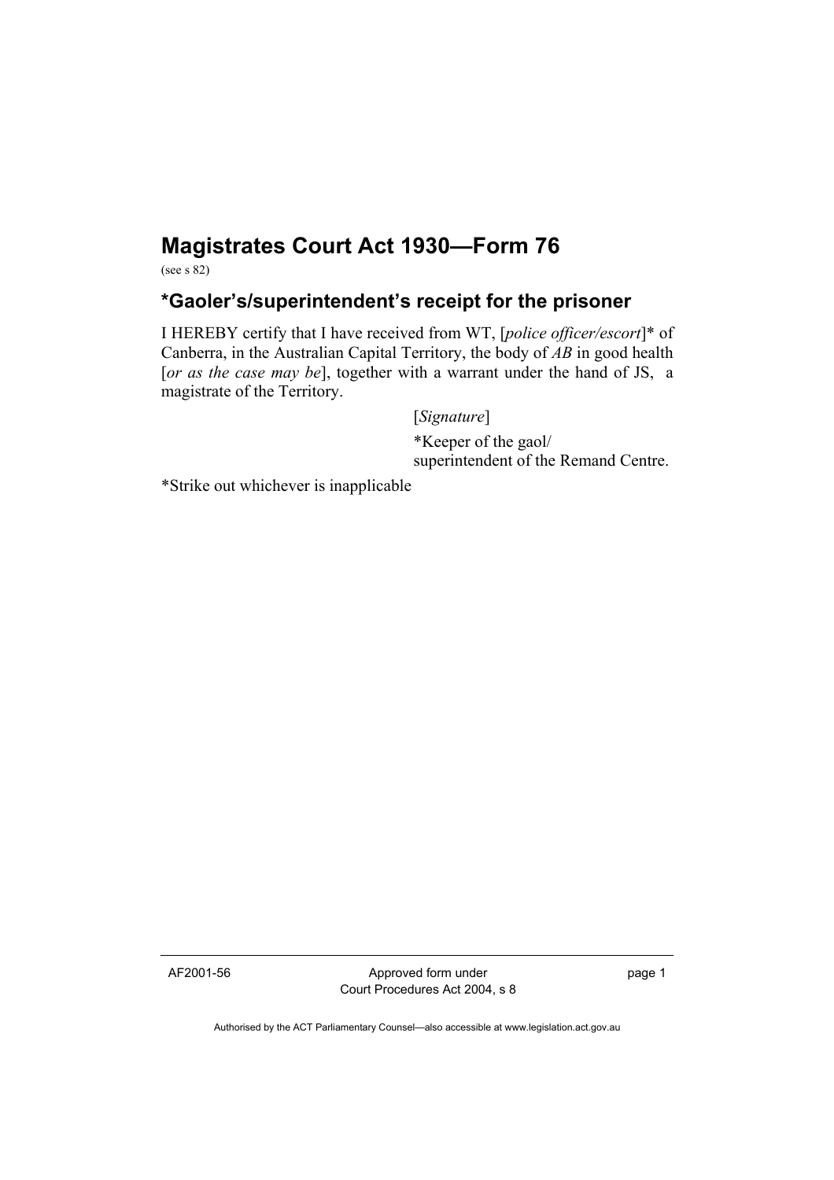# Magistrates Court Act 1930—Form 76

(see s 82)

## *Gaoler's/superintendent's receipt for the prisoner

I HEREBY certify that I have received from WT, [*police officer/escort*]* of Canberra, in the Australian Capital Territory, the body of *AB* in good health [*or as the case may be*], together with a warrant under the hand of JS, a magistrate of the Territory.

[*Signature*]

*Keeper of the gaol/
superintendent of the Remand Centre.

*Strike out whichever is inapplicable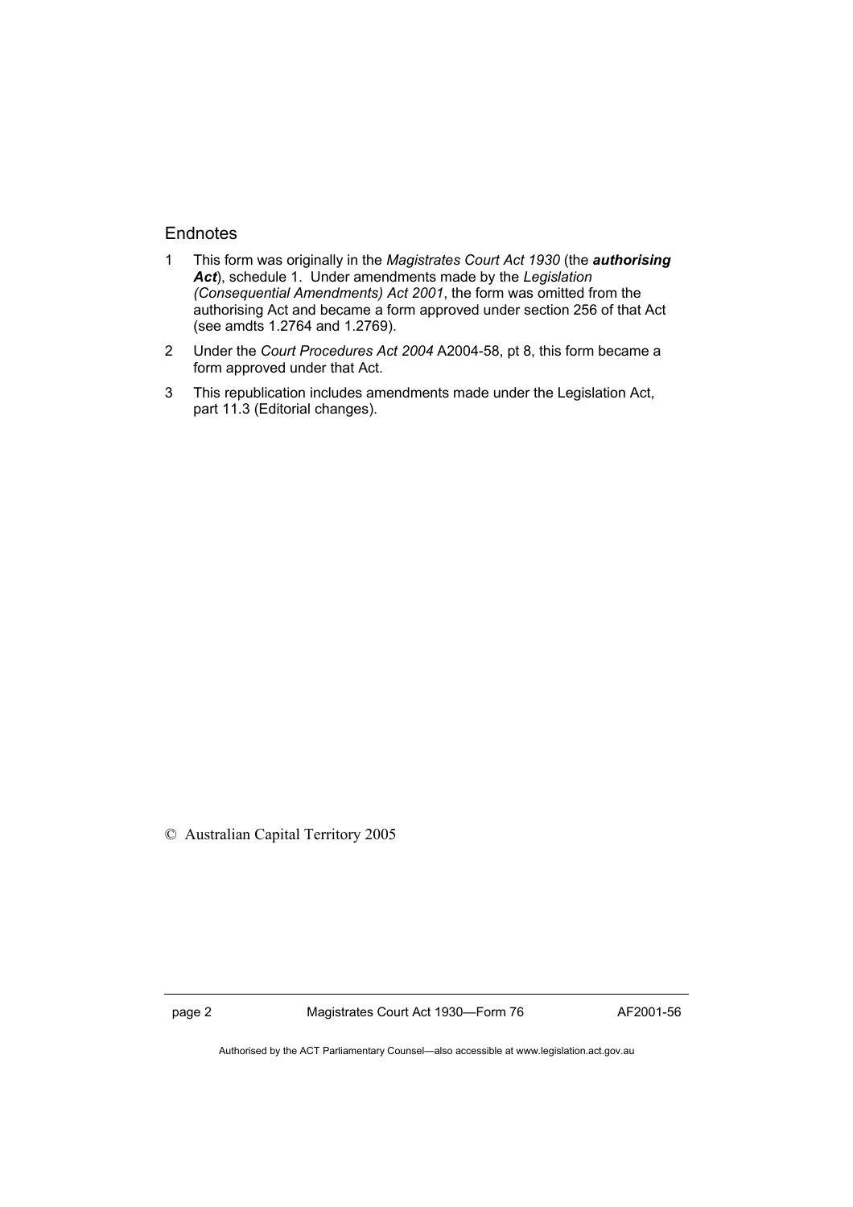## Endnotes

1. This form was originally in the *Magistrates Court Act 1930* (the ***authorising Act***), schedule 1. Under amendments made by the *Legislation (Consequential Amendments) Act 2001*, the form was omitted from the authorising Act and became a form approved under section 256 of that Act (see amdts 1.2764 and 1.2769).
2. Under the *Court Procedures Act 2004* A2004-58, pt 8, this form became a form approved under that Act.
3. This republication includes amendments made under the Legislation Act, part 11.3 (Editorial changes).

© Australian Capital Territory 2005